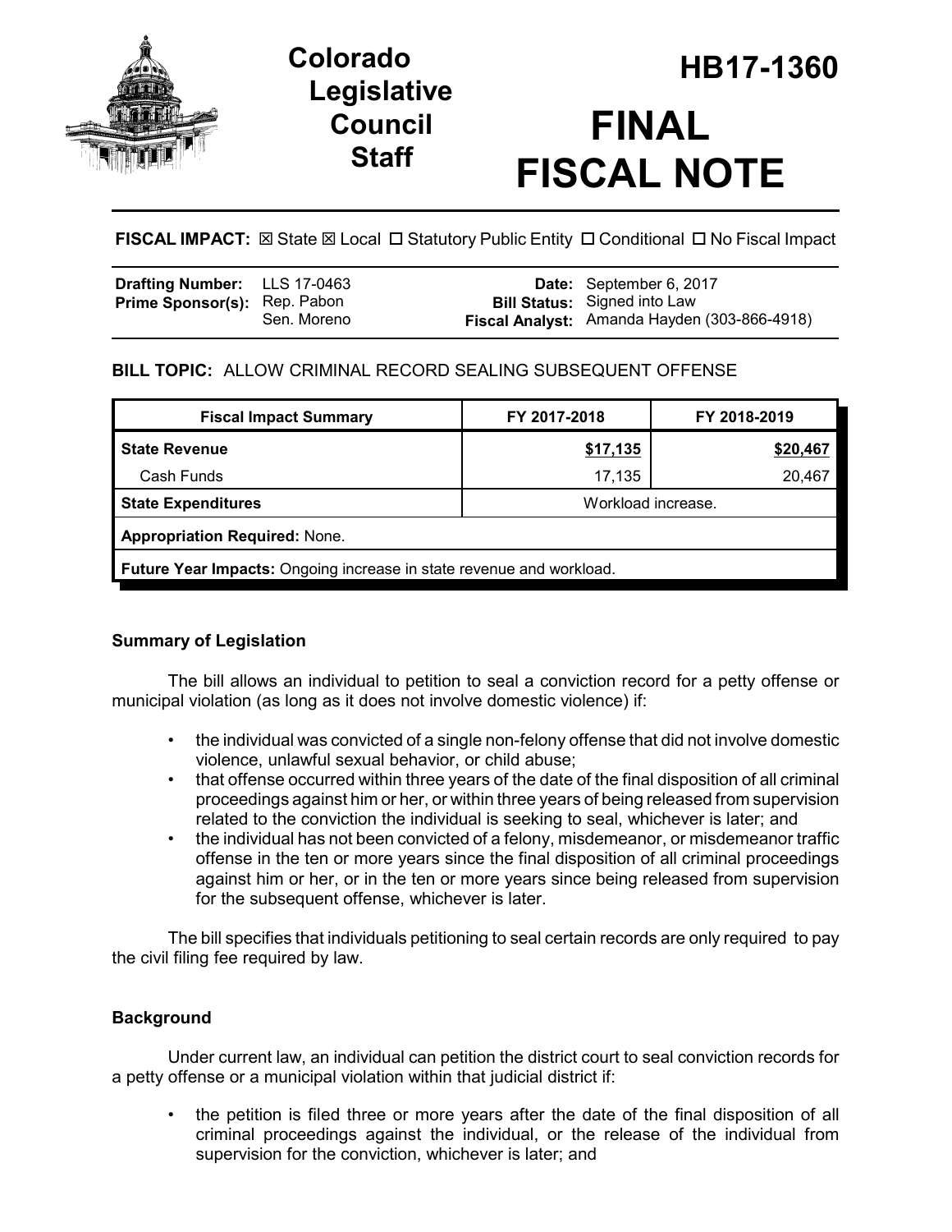# Colorado Legislative Council Staff

# HB17-1360

# FINAL FISCAL NOTE

**FISCAL IMPACT:** ☒ State ☒ Local ☐ Statutory Public Entity ☐ Conditional ☐ No Fiscal Impact

| | | | |
|---|---|---|---|
| **Drafting Number:** | LLS 17-0463 | **Date:** | September 6, 2017 |
| **Prime Sponsor(s):** | Rep. Pabon<br>Sen. Moreno | **Bill Status:** | Signed into Law |
| | | **Fiscal Analyst:** | Amanda Hayden (303-866-4918) |

**BILL TOPIC:** ALLOW CRIMINAL RECORD SEALING SUBSEQUENT OFFENSE

| Fiscal Impact Summary | FY 2017-2018 | FY 2018-2019 |
|---|---|---|
| **State Revenue** | **$17,135** | **$20,467** |
| Cash Funds | 17,135 | 20,467 |
| **State Expenditures** | Workload increase. | |
| **Appropriation Required:** None. | | |
| **Future Year Impacts:** Ongoing increase in state revenue and workload. | | |

## Summary of Legislation

The bill allows an individual to petition to seal a conviction record for a petty offense or municipal violation (as long as it does not involve domestic violence) if:

- the individual was convicted of a single non-felony offense that did not involve domestic violence, unlawful sexual behavior, or child abuse;
- that offense occurred within three years of the date of the final disposition of all criminal proceedings against him or her, or within three years of being released from supervision related to the conviction the individual is seeking to seal, whichever is later; and
- the individual has not been convicted of a felony, misdemeanor, or misdemeanor traffic offense in the ten or more years since the final disposition of all criminal proceedings against him or her, or in the ten or more years since being released from supervision for the subsequent offense, whichever is later.

The bill specifies that individuals petitioning to seal certain records are only required to pay the civil filing fee required by law.

## Background

Under current law, an individual can petition the district court to seal conviction records for a petty offense or a municipal violation within that judicial district if:

- the petition is filed three or more years after the date of the final disposition of all criminal proceedings against the individual, or the release of the individual from supervision for the conviction, whichever is later; and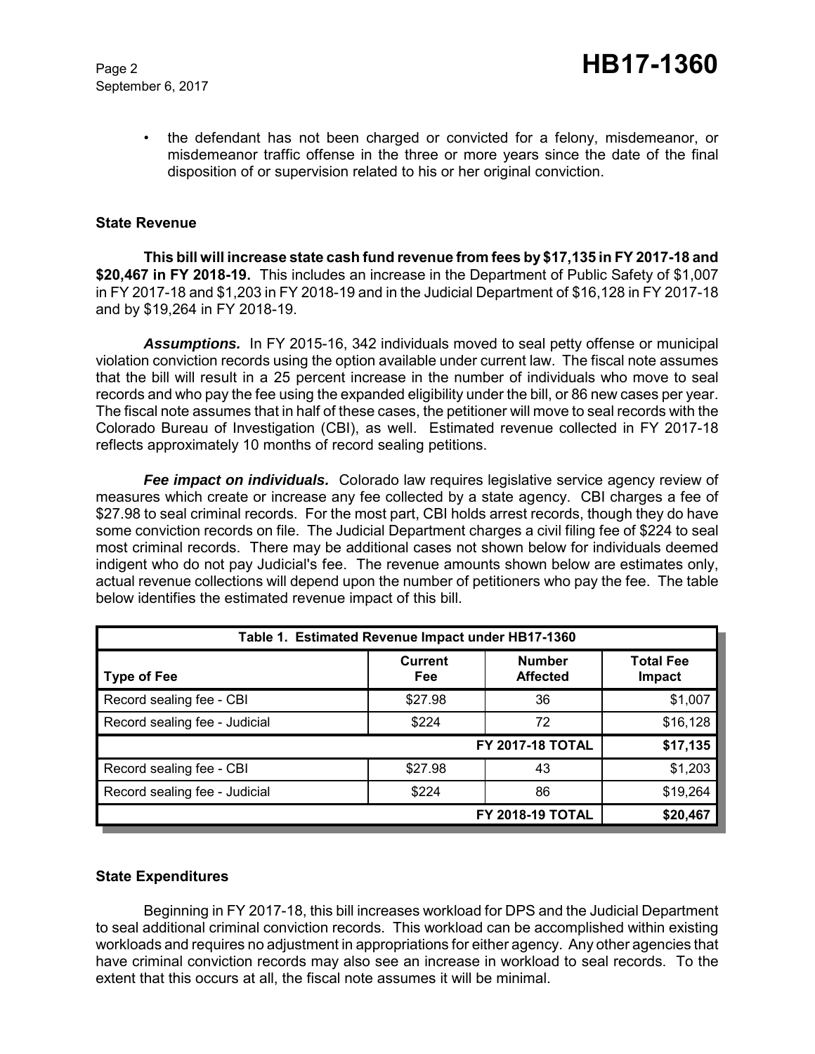- the defendant has not been charged or convicted for a felony, misdemeanor, or misdemeanor traffic offense in the three or more years since the date of the final disposition of or supervision related to his or her original conviction.

## State Revenue

**This bill will increase state cash fund revenue from fees by $17,135 in FY 2017-18 and $20,467 in FY 2018-19.** This includes an increase in the Department of Public Safety of $1,007 in FY 2017-18 and $1,203 in FY 2018-19 and in the Judicial Department of $16,128 in FY 2017-18 and by $19,264 in FY 2018-19.

***Assumptions.*** In FY 2015-16, 342 individuals moved to seal petty offense or municipal violation conviction records using the option available under current law. The fiscal note assumes that the bill will result in a 25 percent increase in the number of individuals who move to seal records and who pay the fee using the expanded eligibility under the bill, or 86 new cases per year. The fiscal note assumes that in half of these cases, the petitioner will move to seal records with the Colorado Bureau of Investigation (CBI), as well. Estimated revenue collected in FY 2017-18 reflects approximately 10 months of record sealing petitions.

***Fee impact on individuals.*** Colorado law requires legislative service agency review of measures which create or increase any fee collected by a state agency. CBI charges a fee of $27.98 to seal criminal records. For the most part, CBI holds arrest records, though they do have some conviction records on file. The Judicial Department charges a civil filing fee of $224 to seal most criminal records. There may be additional cases not shown below for individuals deemed indigent who do not pay Judicial's fee. The revenue amounts shown below are estimates only, actual revenue collections will depend upon the number of petitioners who pay the fee. The table below identifies the estimated revenue impact of this bill.

**Table 1. Estimated Revenue Impact under HB17-1360**

| Type of Fee | Current Fee | Number Affected | Total Fee Impact |
|---|---|---|---|
| Record sealing fee - CBI | $27.98 | 36 | $1,007 |
| Record sealing fee - Judicial | $224 | 72 | $16,128 |
| | | **FY 2017-18 TOTAL** | **$17,135** |
| Record sealing fee - CBI | $27.98 | 43 | $1,203 |
| Record sealing fee - Judicial | $224 | 86 | $19,264 |
| | | **FY 2018-19 TOTAL** | **$20,467** |

## State Expenditures

Beginning in FY 2017-18, this bill increases workload for DPS and the Judicial Department to seal additional criminal conviction records. This workload can be accomplished within existing workloads and requires no adjustment in appropriations for either agency. Any other agencies that have criminal conviction records may also see an increase in workload to seal records. To the extent that this occurs at all, the fiscal note assumes it will be minimal.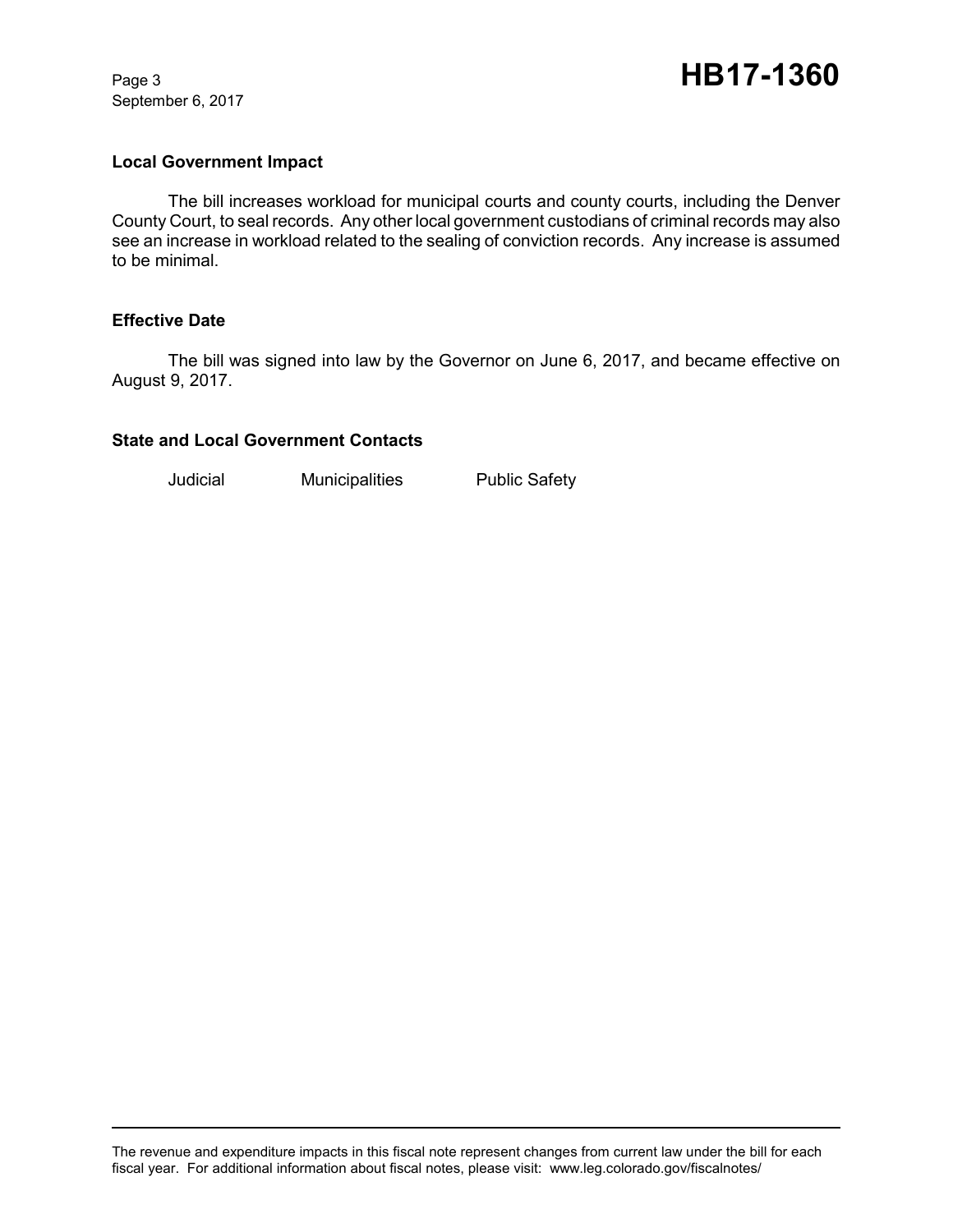### Local Government Impact

The bill increases workload for municipal courts and county courts, including the Denver County Court, to seal records. Any other local government custodians of criminal records may also see an increase in workload related to the sealing of conviction records. Any increase is assumed to be minimal.

### Effective Date

The bill was signed into law by the Governor on June 6, 2017, and became effective on August 9, 2017.

### State and Local Government Contacts

Judicial Municipalities Public Safety

The revenue and expenditure impacts in this fiscal note represent changes from current law under the bill for each fiscal year. For additional information about fiscal notes, please visit: www.leg.colorado.gov/fiscalnotes/